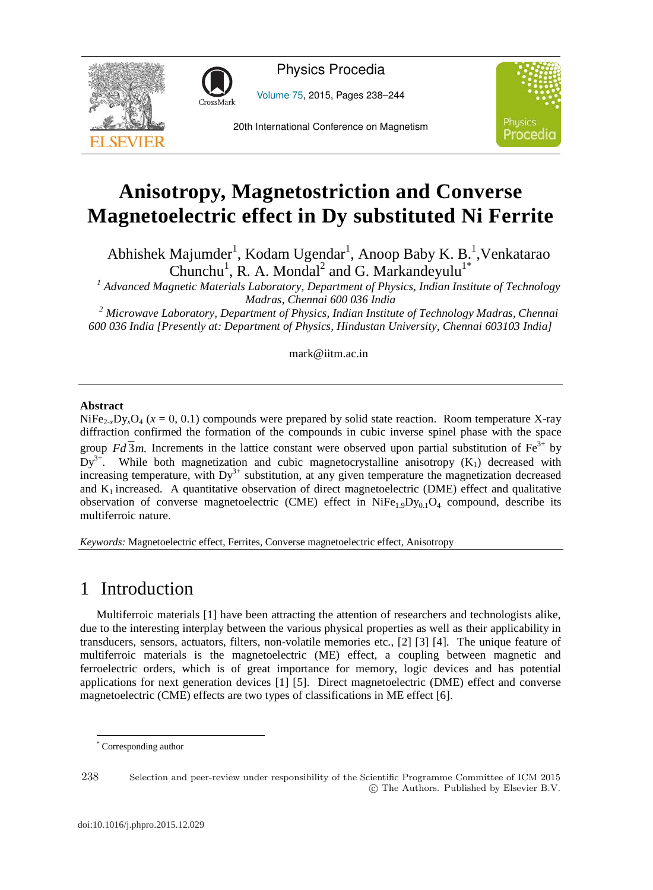# Anisotropy, Magnetostriction and Converse Magnetoelectric effect in Dy substituted Ni Ferrite

Abhishek Majumder[1], Kodam Ugendar[1], Anoop Baby K. B.[1], Venkatarao Chunchu[1], R. A. Mondal[2] and G. Markandeyulu[1*]

*[1] Advanced Magnetic Materials Laboratory, Department of Physics, Indian Institute of Technology Madras, Chennai 600 036 India*

*[2] Microwave Laboratory, Department of Physics, Indian Institute of Technology Madras, Chennai 600 036 India [Presently at: Department of Physics, Hindustan University, Chennai 603103 India]*

mark@iitm.ac.in

## Abstract

$NiFe_{2-x}Dy_xO_4$ ($x$ = 0, 0.1) compounds were prepared by solid state reaction. Room temperature X-ray diffraction confirmed the formation of the compounds in cubic inverse spinel phase with the space group $Fd\overline{3}m$. Increments in the lattice constant were observed upon partial substitution of $Fe^{3+}$ by $Dy^{3+}$. While both magnetization and cubic magnetocrystalline anisotropy ($K_1$) decreased with increasing temperature, with $Dy^{3+}$ substitution, at any given temperature the magnetization decreased and $K_1$ increased. A quantitative observation of direct magnetoelectric (DME) effect and qualitative observation of converse magnetoelectric (CME) effect in $NiFe_{1.9}Dy_{0.1}O_4$ compound, describe its multiferroic nature.

*Keywords:* Magnetoelectric effect, Ferrites, Converse magnetoelectric effect, Anisotropy

## 1 Introduction

Multiferroic materials [1] have been attracting the attention of researchers and technologists alike, due to the interesting interplay between the various physical properties as well as their applicability in transducers, sensors, actuators, filters, non-volatile memories etc., [2] [3] [4]. The unique feature of multiferroic materials is the magnetoelectric (ME) effect, a coupling between magnetic and ferroelectric orders, which is of great importance for memory, logic devices and has potential applications for next generation devices [1] [5]. Direct magnetoelectric (DME) effect and converse magnetoelectric (CME) effects are two types of classifications in ME effect [6].

[*] Corresponding author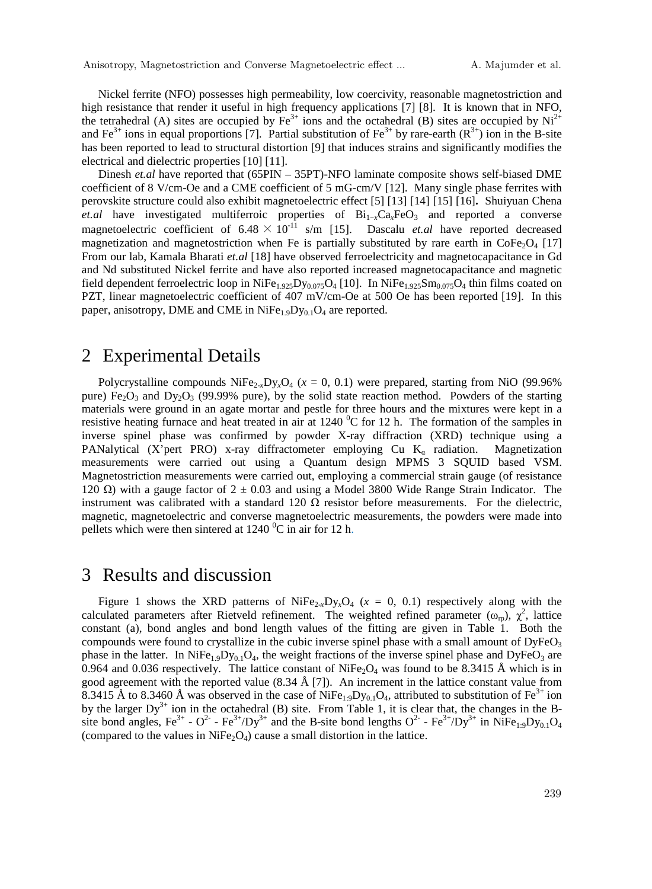Nickel ferrite (NFO) possesses high permeability, low coercivity, reasonable magnetostriction and high resistance that render it useful in high frequency applications [7] [8]. It is known that in NFO, the tetrahedral (A) sites are occupied by $Fe^{3+}$ ions and the octahedral (B) sites are occupied by $Ni^{2+}$ and $Fe^{3+}$ ions in equal proportions [7]. Partial substitution of $Fe^{3+}$ by rare-earth ($R^{3+}$) ion in the B-site has been reported to lead to structural distortion [9] that induces strains and significantly modifies the electrical and dielectric properties [10] [11].

Dinesh *et.al* have reported that (65PIN – 35PT)-NFO laminate composite shows self-biased DME coefficient of 8 V/cm-Oe and a CME coefficient of 5 mG-cm/V [12]. Many single phase ferrites with perovskite structure could also exhibit magnetoelectric effect [5] [13] [14] [15] [16]**.** Shuiyuan Chena *et.al* have investigated multiferroic properties of $Bi_{1-x}Ca_xFeO_3$ and reported a converse magnetoelectric coefficient of $6.48 \times 10^{-11}$ s/m [15]. Dascalu *et.al* have reported decreased magnetization and magnetostriction when Fe is partially substituted by rare earth in $CoFe_2O_4$ [17] From our lab, Kamala Bharati *et.al* [18] have observed ferroelectricity and magnetocapacitance in Gd and Nd substituted Nickel ferrite and have also reported increased magnetocapacitance and magnetic field dependent ferroelectric loop in $NiFe_{1.925}Dy_{0.075}O_4$ [10]. In $NiFe_{1.925}Sm_{0.075}O_4$ thin films coated on PZT, linear magnetoelectric coefficient of 407 mV/cm-Oe at 500 Oe has been reported [19]. In this paper, anisotropy, DME and CME in $NiFe_{1.9}Dy_{0.1}O_4$ are reported.

## 2 Experimental Details

Polycrystalline compounds $NiFe_{2-x}Dy_xO_4$ ($x$ = 0, 0.1) were prepared, starting from NiO (99.96% pure) $Fe_2O_3$ and $Dy_2O_3$ (99.99% pure), by the solid state reaction method. Powders of the starting materials were ground in an agate mortar and pestle for three hours and the mixtures were kept in a resistive heating furnace and heat treated in air at 1240 $^0$C for 12 h. The formation of the samples in inverse spinel phase was confirmed by powder X-ray diffraction (XRD) technique using a PANalytical (X'pert PRO) x-ray diffractometer employing Cu $K_\alpha$ radiation. Magnetization measurements were carried out using a Quantum design MPMS 3 SQUID based VSM. Magnetostriction measurements were carried out, employing a commercial strain gauge (of resistance 120 Ω) with a gauge factor of 2 ± 0.03 and using a Model 3800 Wide Range Strain Indicator. The instrument was calibrated with a standard 120 Ω resistor before measurements. For the dielectric, magnetic, magnetoelectric and converse magnetoelectric measurements, the powders were made into pellets which were then sintered at 1240 $^0$C in air for 12 h.

## 3 Results and discussion

Figure 1 shows the XRD patterns of $NiFe_{2-x}Dy_xO_4$ ($x$ = 0, 0.1) respectively along with the calculated parameters after Rietveld refinement. The weighted refined parameter ($\omega_{rp}$), $\chi^2$, lattice constant (a), bond angles and bond length values of the fitting are given in Table 1. Both the compounds were found to crystallize in the cubic inverse spinel phase with a small amount of $DyFeO_3$ phase in the latter. In $NiFe_{1.9}Dy_{0.1}O_4$, the weight fractions of the inverse spinel phase and $DyFeO_3$ are 0.964 and 0.036 respectively. The lattice constant of $NiFe_2O_4$ was found to be 8.3415 Å which is in good agreement with the reported value (8.34 Å [7]). An increment in the lattice constant value from 8.3415 Å to 8.3460 Å was observed in the case of $NiFe_{1:9}Dy_{0.1}O_4$, attributed to substitution of $Fe^{3+}$ ion by the larger $Dy^{3+}$ ion in the octahedral (B) site. From Table 1, it is clear that, the changes in the B-site bond angles, $Fe^{3+}$ - $O^{2-}$ - $Fe^{3+}/Dy^{3+}$ and the B-site bond lengths $O^{2-}$ - $Fe^{3+}/Dy^{3+}$ in $NiFe_{1:9}Dy_{0.1}O_4$ (compared to the values in $NiFe_2O_4$) cause a small distortion in the lattice.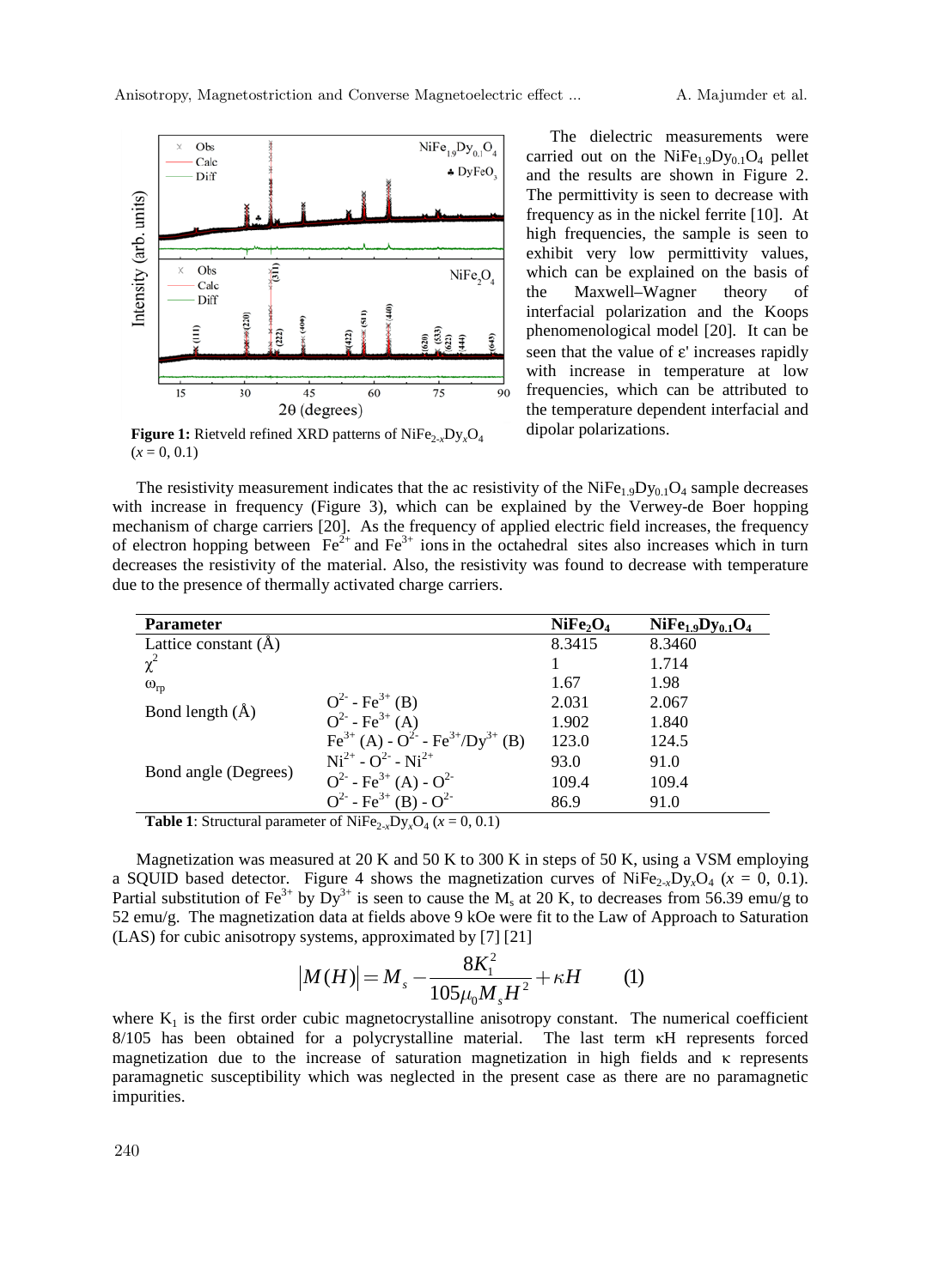Figure 1: Rietveld refined XRD patterns of $NiFe_{2-x}Dy_xO_4$ ($x = 0, 0.1$)

The dielectric measurements were carried out on the $NiFe_{1.9}Dy_{0.1}O_4$ pellet and the results are shown in Figure 2. The permittivity is seen to decrease with frequency as in the nickel ferrite [10]. At high frequencies, the sample is seen to exhibit very low permittivity values, which can be explained on the basis of the Maxwell–Wagner theory of interfacial polarization and the Koops phenomenological model [20]. It can be seen that the value of ε' increases rapidly with increase in temperature at low frequencies, which can be attributed to the temperature dependent interfacial and dipolar polarizations.

The resistivity measurement indicates that the ac resistivity of the $NiFe_{1.9}Dy_{0.1}O_4$ sample decreases with increase in frequency (Figure 3), which can be explained by the Verwey-de Boer hopping mechanism of charge carriers [20]. As the frequency of applied electric field increases, the frequency of electron hopping between $Fe^{2+}$ and $Fe^{3+}$ ions in the octahedral sites also increases which in turn decreases the resistivity of the material. Also, the resistivity was found to decrease with temperature due to the presence of thermally activated charge carriers.

| Parameter | | $NiFe_2O_4$ | $NiFe_{1.9}Dy_{0.1}O_4$ |
|---|---|---|---|
| Lattice constant (Å) | | 8.3415 | 8.3460 |
| $\chi^2$ | | 1 | 1.714 |
| $\omega_{rp}$ | | 1.67 | 1.98 |
| Bond length (Å) | $O^{2-}$ - $Fe^{3+}$ (B) | 2.031 | 2.067 |
| | $O^{2-}$ - $Fe^{3+}$ (A) | 1.902 | 1.840 |
| Bond angle (Degrees) | $Fe^{3+}$ (A) - $O^{2-}$ - $Fe^{3+}/Dy^{3+}$ (B) | 123.0 | 124.5 |
| | $Ni^{2+}$ - $O^{2-}$ - $Ni^{2+}$ | 93.0 | 91.0 |
| | $O^{2-}$ - $Fe^{3+}$ (A) - $O^{2-}$ | 109.4 | 109.4 |
| | $O^{2-}$ - $Fe^{3+}$ (B) - $O^{2-}$ | 86.9 | 91.0 |

**Table 1**: Structural parameter of $NiFe_{2-x}Dy_xO_4$ ($x = 0, 0.1$)

Magnetization was measured at 20 K and 50 K to 300 K in steps of 50 K, using a VSM employing a SQUID based detector. Figure 4 shows the magnetization curves of $NiFe_{2-x}Dy_xO_4$ ($x = 0, 0.1$). Partial substitution of $Fe^{3+}$ by $Dy^{3+}$ is seen to cause the $M_s$ at 20 K, to decreases from 56.39 emu/g to 52 emu/g. The magnetization data at fields above 9 kOe were fit to the Law of Approach to Saturation (LAS) for cubic anisotropy systems, approximated by [7] [21]

$$|M(H)| = M_s - \frac{8K_1^2}{105\mu_0 M_s H^2} + \kappa H \qquad (1)$$

where $K_1$ is the first order cubic magnetocrystalline anisotropy constant. The numerical coefficient 8/105 has been obtained for a polycrystalline material. The last term $\kappa H$ represents forced magnetization due to the increase of saturation magnetization in high fields and $\kappa$ represents paramagnetic susceptibility which was neglected in the present case as there are no paramagnetic impurities.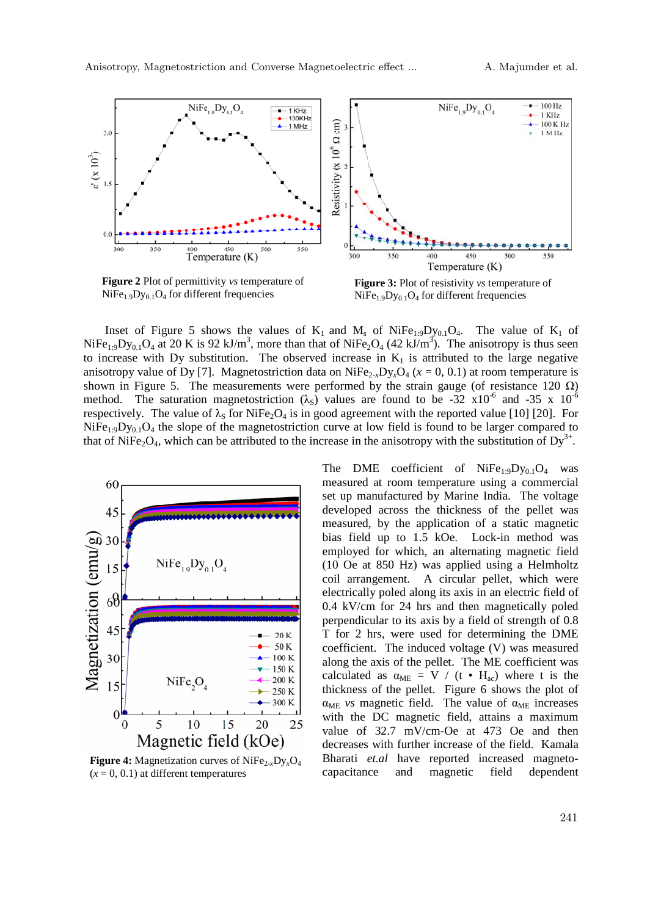**Figure 2** Plot of permittivity *vs* temperature of $NiFe_{1.9}Dy_{0.1}O_4$ for different frequencies

**Figure 3:** Plot of resistivity *vs* temperature of $NiFe_{1.9}Dy_{0.1}O_4$ for different frequencies

Inset of Figure 5 shows the values of $K_1$ and $M_s$ of $NiFe_{1.9}Dy_{0.1}O_4$. The value of $K_1$ of $NiFe_{1.9}Dy_{0.1}O_4$ at 20 K is 92 kJ/m$^3$, more than that of $NiFe_2O_4$ (42 kJ/m$^3$). The anisotropy is thus seen to increase with Dy substitution. The observed increase in $K_1$ is attributed to the large negative anisotropy value of Dy [7]. Magnetostriction data on $NiFe_{2-x}Dy_xO_4$ ($x$ = 0, 0.1) at room temperature is shown in Figure 5. The measurements were performed by the strain gauge (of resistance 120 Ω) method. The saturation magnetostriction ($\lambda_S$) values are found to be -32 x10$^{-6}$ and -35 x 10$^{-6}$ respectively. The value of $\lambda_S$ for $NiFe_2O_4$ is in good agreement with the reported value [10] [20]. For $NiFe_{1.9}Dy_{0.1}O_4$ the slope of the magnetostriction curve at low field is found to be larger compared to that of $NiFe_2O_4$, which can be attributed to the increase in the anisotropy with the substitution of $Dy^{3+}$.

**Figure 4:** Magnetization curves of $NiFe_{2-x}Dy_xO_4$ ($x$ = 0, 0.1) at different temperatures

The DME coefficient of $NiFe_{1.9}Dy_{0.1}O_4$ was measured at room temperature using a commercial set up manufactured by Marine India. The voltage developed across the thickness of the pellet was measured, by the application of a static magnetic bias field up to 1.5 kOe. Lock-in method was employed for which, an alternating magnetic field (10 Oe at 850 Hz) was applied using a Helmholtz coil arrangement. A circular pellet, which were electrically poled along its axis in an electric field of 0.4 kV/cm for 24 hrs and then magnetically poled perpendicular to its axis by a field of strength of 0.8 T for 2 hrs, were used for determining the DME coefficient. The induced voltage (V) was measured along the axis of the pellet. The ME coefficient was calculated as $\alpha_{ME} = V / (t \bullet H_{ac})$ where t is the thickness of the pellet. Figure 6 shows the plot of $\alpha_{ME}$ *vs* magnetic field. The value of $\alpha_{ME}$ increases with the DC magnetic field, attains a maximum value of 32.7 mV/cm-Oe at 473 Oe and then decreases with further increase of the field. Kamala Bharati *et.al* have reported increased magneto-capacitance and magnetic field dependent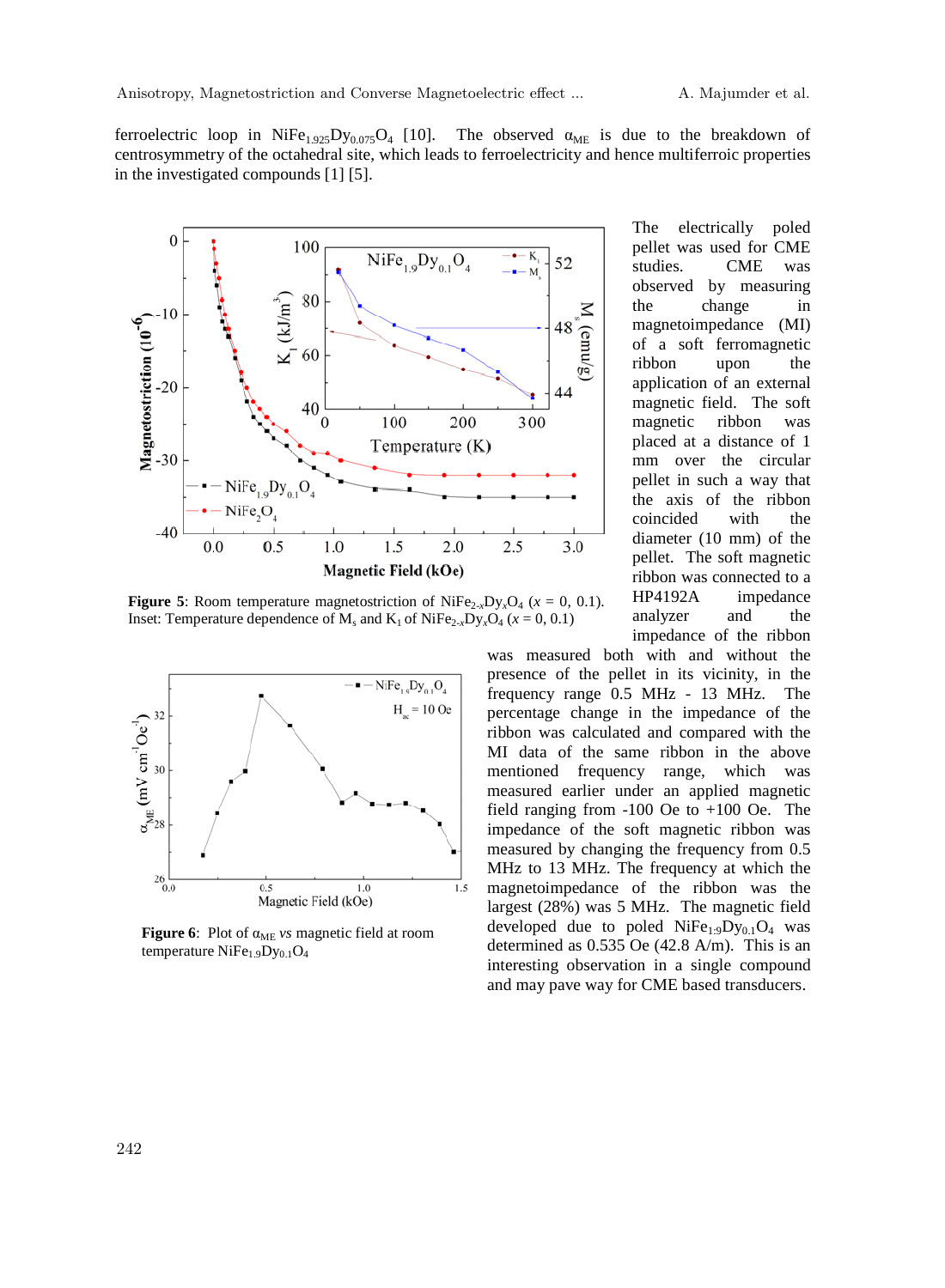ferroelectric loop in $NiFe_{1.925}Dy_{0.075}O_4$ [10]. The observed $\alpha_{ME}$ is due to the breakdown of centrosymmetry of the octahedral site, which leads to ferroelectricity and hence multiferroic properties in the investigated compounds [1] [5].

**Figure 5**: Room temperature magnetostriction of $NiFe_{2-x}Dy_xO_4$ ($x$ = 0, 0.1). Inset: Temperature dependence of $M_s$ and $K_1$ of $NiFe_{2-x}Dy_xO_4$ ($x$ = 0, 0.1)

**Figure 6**: Plot of $\alpha_{ME}$ *vs* magnetic field at room temperature $NiFe_{1.9}Dy_{0.1}O_4$

The electrically poled pellet was used for CME studies. CME was observed by measuring the change in magnetoimpedance (MI) of a soft ferromagnetic ribbon upon the application of an external magnetic field. The soft magnetic ribbon was placed at a distance of 1 mm over the circular pellet in such a way that the axis of the ribbon coincided with the diameter (10 mm) of the pellet. The soft magnetic ribbon was connected to a HP4192A impedance analyzer and the impedance of the ribbon was measured both with and without the presence of the pellet in its vicinity, in the frequency range 0.5 MHz - 13 MHz. The percentage change in the impedance of the ribbon was calculated and compared with the MI data of the same ribbon in the above mentioned frequency range, which was measured earlier under an applied magnetic field ranging from -100 Oe to +100 Oe. The impedance of the soft magnetic ribbon was measured by changing the frequency from 0.5 MHz to 13 MHz. The frequency at which the magnetoimpedance of the ribbon was the largest (28%) was 5 MHz. The magnetic field developed due to poled $NiFe_{1.9}Dy_{0.1}O_4$ was determined as 0.535 Oe (42.8 A/m). This is an interesting observation in a single compound and may pave way for CME based transducers.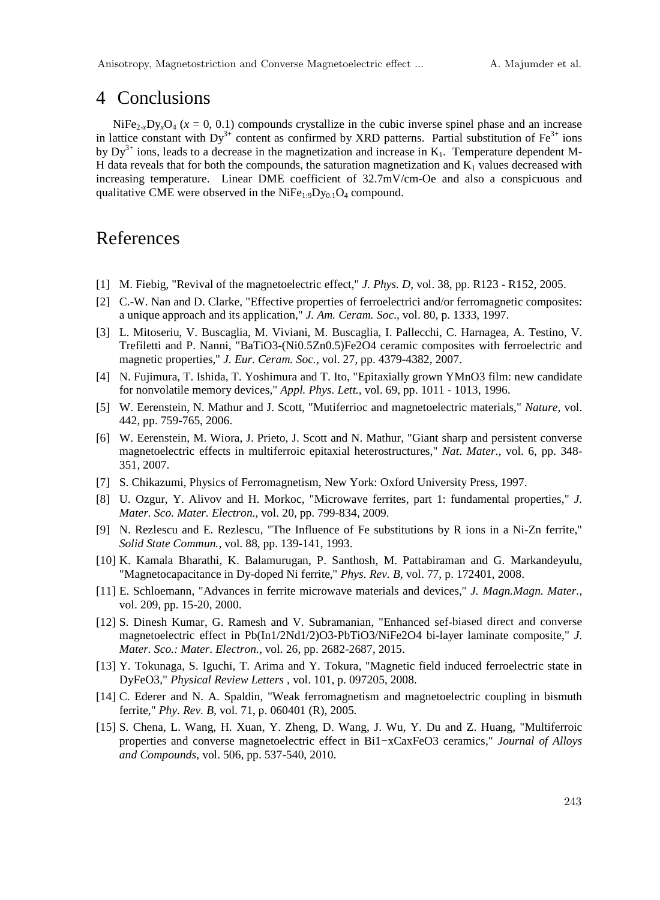## 4 Conclusions

$NiFe_{2-x}Dy_xO_4$ ($x$ = 0, 0.1) compounds crystallize in the cubic inverse spinel phase and an increase in lattice constant with $Dy^{3+}$ content as confirmed by XRD patterns. Partial substitution of $Fe^{3+}$ ions by $Dy^{3+}$ ions, leads to a decrease in the magnetization and increase in $K_1$. Temperature dependent M-H data reveals that for both the compounds, the saturation magnetization and $K_1$ values decreased with increasing temperature. Linear DME coefficient of 32.7mV/cm-Oe and also a conspicuous and qualitative CME were observed in the $NiFe_{1:9}Dy_{0.1}O_4$ compound.

## References

[1] M. Fiebig, "Revival of the magnetoelectric effect," *J. Phys. D,* vol. 38, pp. R123 - R152, 2005.

[2] C.-W. Nan and D. Clarke, "Effective properties of ferroelectrici and/or ferromagnetic composites: a unique approach and its application," *J. Am. Ceram. Soc.*, vol. 80, p. 1333, 1997.

[3] L. Mitoseriu, V. Buscaglia, M. Viviani, M. Buscaglia, I. Pallecchi, C. Harnagea, A. Testino, V. Trefiletti and P. Nanni, "BaTiO3-(Ni0.5Zn0.5)Fe2O4 ceramic composites with ferroelectric and magnetic properties," *J. Eur. Ceram. Soc.,* vol. 27, pp. 4379-4382, 2007.

[4] N. Fujimura, T. Ishida, T. Yoshimura and T. Ito, "Epitaxially grown YMnO3 film: new candidate for nonvolatile memory devices," *Appl. Phys. Lett.,* vol. 69, pp. 1011 - 1013, 1996.

[5] W. Eerenstein, N. Mathur and J. Scott, "Mutiferrioc and magnetoelectric materials," *Nature,* vol. 442, pp. 759-765, 2006.

[6] W. Eerenstein, M. Wiora, J. Prieto, J. Scott and N. Mathur, "Giant sharp and persistent converse magnetoelectric effects in multiferroic epitaxial heterostructures," *Nat. Mater.,* vol. 6, pp. 348-351, 2007.

[7] S. Chikazumi, Physics of Ferromagnetism, New York: Oxford University Press, 1997.

[8] U. Ozgur, Y. Alivov and H. Morkoc, "Microwave ferrites, part 1: fundamental properties," *J. Mater. Sco. Mater. Electron.,* vol. 20, pp. 799-834, 2009.

[9] N. Rezlescu and E. Rezlescu, "The Influence of Fe substitutions by R ions in a Ni-Zn ferrite," *Solid State Commun.,* vol. 88, pp. 139-141, 1993.

[10] K. Kamala Bharathi, K. Balamurugan, P. Santhosh, M. Pattabiraman and G. Markandeyulu, "Magnetocapacitance in Dy-doped Ni ferrite," *Phys. Rev. B,* vol. 77, p. 172401, 2008.

[11] E. Schloemann, "Advances in ferrite microwave materials and devices," *J. Magn.Magn. Mater.,* vol. 209, pp. 15-20, 2000.

[12] S. Dinesh Kumar, G. Ramesh and V. Subramanian, "Enhanced sef-biased direct and converse magnetoelectric effect in Pb(In1/2Nd1/2)O3-PbTiO3/NiFe2O4 bi-layer laminate composite," *J. Mater. Sco.: Mater. Electron.,* vol. 26, pp. 2682-2687, 2015.

[13] Y. Tokunaga, S. Iguchi, T. Arima and Y. Tokura, "Magnetic field induced ferroelectric state in DyFeO3," *Physical Review Letters* , vol. 101, p. 097205, 2008.

[14] C. Ederer and N. A. Spaldin, "Weak ferromagnetism and magnetoelectric coupling in bismuth ferrite," *Phy. Rev. B,* vol. 71, p. 060401 (R), 2005.

[15] S. Chena, L. Wang, H. Xuan, Y. Zheng, D. Wang, J. Wu, Y. Du and Z. Huang, "Multiferroic properties and converse magnetoelectric effect in Bi1−xCaxFeO3 ceramics," *Journal of Alloys and Compounds,* vol. 506, pp. 537-540, 2010.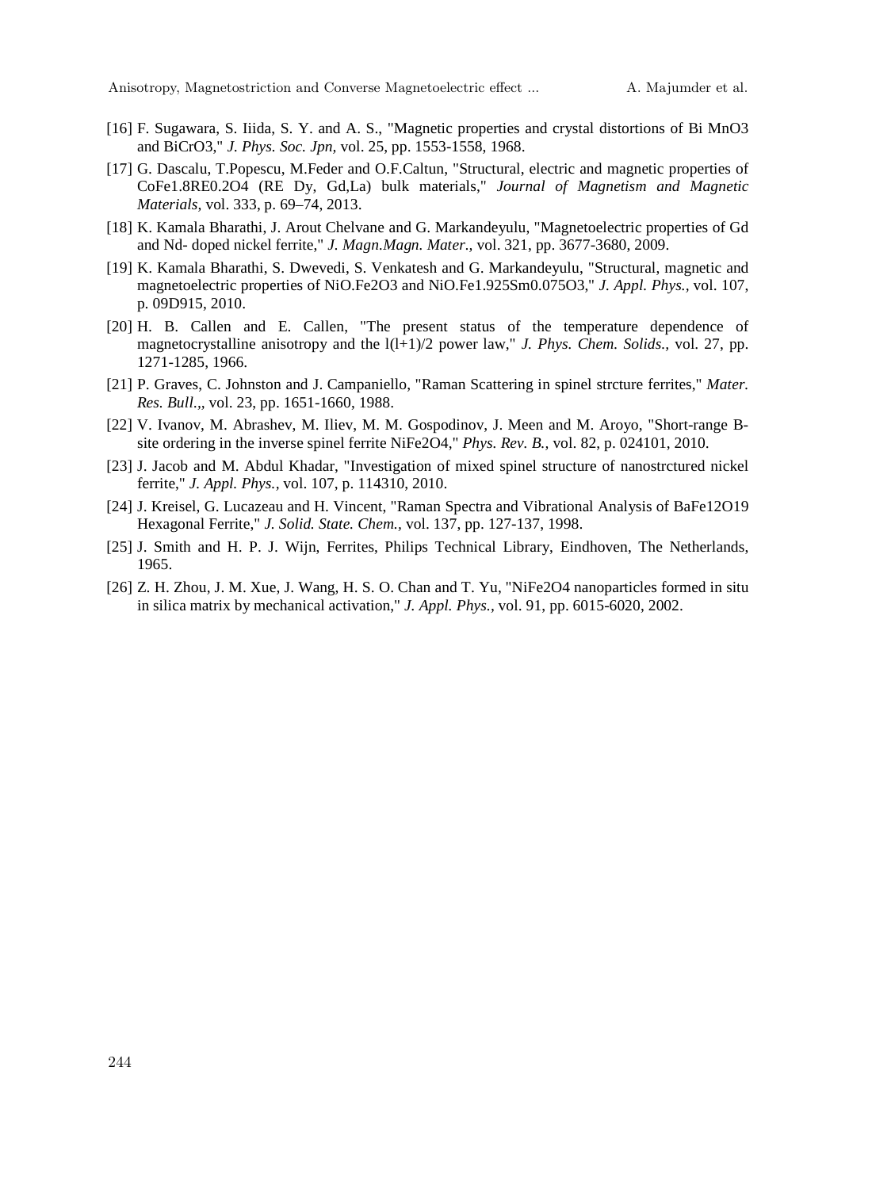[16] F. Sugawara, S. Iiida, S. Y. and A. S., "Magnetic properties and crystal distortions of Bi $MnO_3$ and $BiCrO_3$," *J. Phys. Soc. Jpn*, vol. 25, pp. 1553-1558, 1968.

[17] G. Dascalu, T.Popescu, M.Feder and O.F.Caltun, "Structural, electric and magnetic properties of $CoFe_{1.8}RE_{0.2}O_4$ (RE Dy, Gd,La) bulk materials," *Journal of Magnetism and Magnetic Materials*, vol. 333, p. 69–74, 2013.

[18] K. Kamala Bharathi, J. Arout Chelvane and G. Markandeyulu, "Magnetoelectric properties of Gd and Nd- doped nickel ferrite," *J. Magn.Magn. Mater.*, vol. 321, pp. 3677-3680, 2009.

[19] K. Kamala Bharathi, S. Dwevedi, S. Venkatesh and G. Markandeyulu, "Structural, magnetic and magnetoelectric properties of $NiO.Fe_2O_3$ and $NiO.Fe_{1.925}Sm_{0.075}O_3$," *J. Appl. Phys.*, vol. 107, p. 09D915, 2010.

[20] H. B. Callen and E. Callen, "The present status of the temperature dependence of magnetocrystalline anisotropy and the $l(l+1)/2$ power law," *J. Phys. Chem. Solids.*, vol. 27, pp. 1271-1285, 1966.

[21] P. Graves, C. Johnston and J. Campaniello, "Raman Scattering in spinel strcture ferrites," *Mater. Res. Bull.*,, vol. 23, pp. 1651-1660, 1988.

[22] V. Ivanov, M. Abrashev, M. Iliev, M. M. Gospodinov, J. Meen and M. Aroyo, "Short-range B-site ordering in the inverse spinel ferrite $NiFe_2O_4$," *Phys. Rev. B.*, vol. 82, p. 024101, 2010.

[23] J. Jacob and M. Abdul Khadar, "Investigation of mixed spinel structure of nanostrctured nickel ferrite," *J. Appl. Phys.*, vol. 107, p. 114310, 2010.

[24] J. Kreisel, G. Lucazeau and H. Vincent, "Raman Spectra and Vibrational Analysis of $BaFe_{12}O_{19}$ Hexagonal Ferrite," *J. Solid. State. Chem.*, vol. 137, pp. 127-137, 1998.

[25] J. Smith and H. P. J. Wijn, Ferrites, Philips Technical Library, Eindhoven, The Netherlands, 1965.

[26] Z. H. Zhou, J. M. Xue, J. Wang, H. S. O. Chan and T. Yu, "$NiFe_2O_4$ nanoparticles formed in situ in silica matrix by mechanical activation," *J. Appl. Phys.*, vol. 91, pp. 6015-6020, 2002.